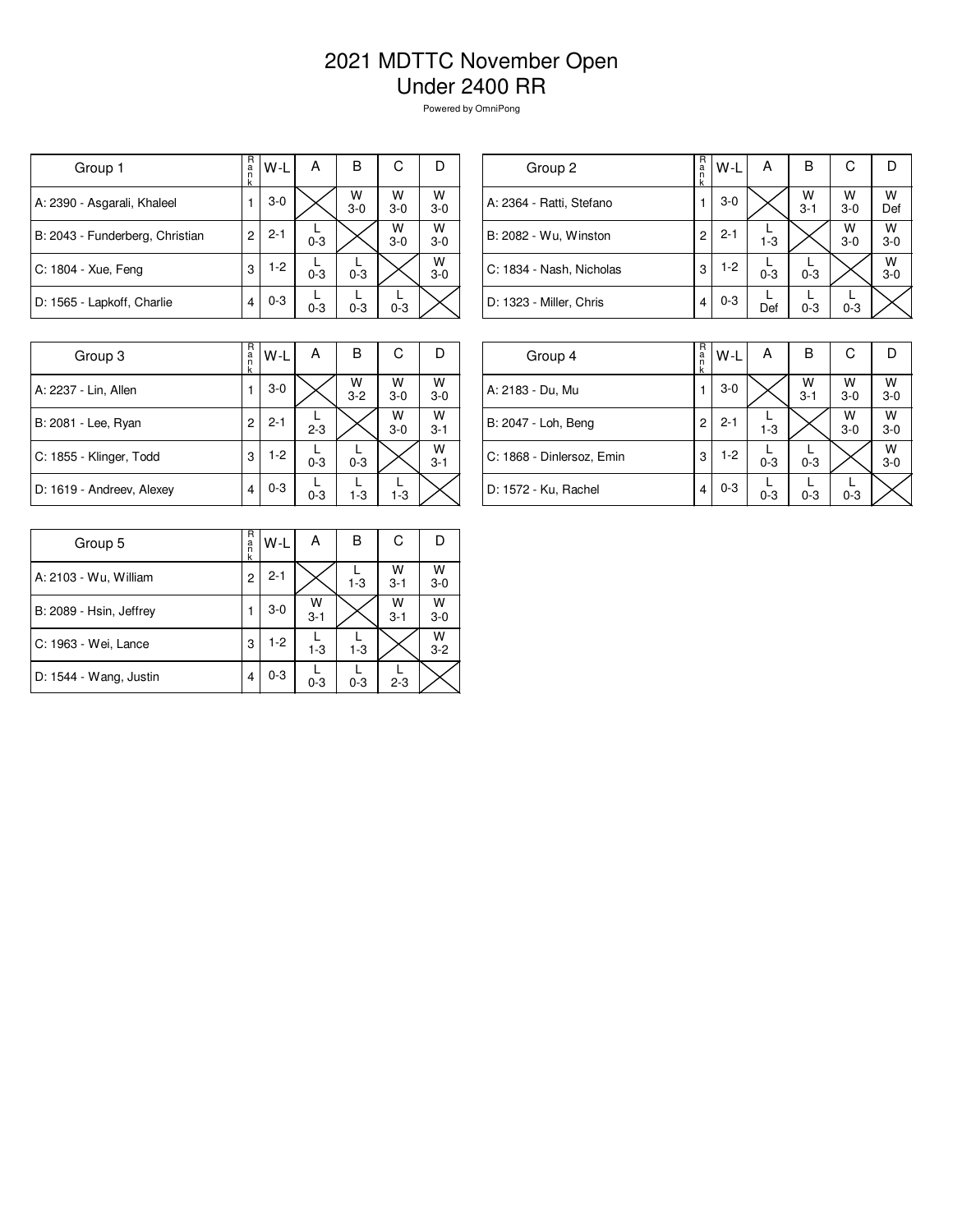# 2021 MDTTC November Open
# Under 2400 RR

Powered by OmniPong

| Group 1 | Rank | W-L | A | B | C | D |
|---|---|---|---|---|---|---|
| A: 2390 - Asgarali, Khaleel | 1 | 3-0 | | W 3-0 | W 3-0 | W 3-0 |
| B: 2043 - Funderberg, Christian | 2 | 2-1 | L 0-3 | | W 3-0 | W 3-0 |
| C: 1804 - Xue, Feng | 3 | 1-2 | L 0-3 | L 0-3 | | W 3-0 |
| D: 1565 - Lapkoff, Charlie | 4 | 0-3 | L 0-3 | L 0-3 | L 0-3 | |

| Group 2 | Rank | W-L | A | B | C | D |
|---|---|---|---|---|---|---|
| A: 2364 - Ratti, Stefano | 1 | 3-0 | | W 3-1 | W 3-0 | W Def |
| B: 2082 - Wu, Winston | 2 | 2-1 | L 1-3 | | W 3-0 | W 3-0 |
| C: 1834 - Nash, Nicholas | 3 | 1-2 | L 0-3 | L 0-3 | | W 3-0 |
| D: 1323 - Miller, Chris | 4 | 0-3 | L Def | L 0-3 | L 0-3 | |

| Group 3 | Rank | W-L | A | B | C | D |
|---|---|---|---|---|---|---|
| A: 2237 - Lin, Allen | 1 | 3-0 | | W 3-2 | W 3-0 | W 3-0 |
| B: 2081 - Lee, Ryan | 2 | 2-1 | L 2-3 | | W 3-0 | W 3-1 |
| C: 1855 - Klinger, Todd | 3 | 1-2 | L 0-3 | L 0-3 | | W 3-1 |
| D: 1619 - Andreev, Alexey | 4 | 0-3 | L 0-3 | L 1-3 | L 1-3 | |

| Group 4 | Rank | W-L | A | B | C | D |
|---|---|---|---|---|---|---|
| A: 2183 - Du, Mu | 1 | 3-0 | | W 3-1 | W 3-0 | W 3-0 |
| B: 2047 - Loh, Beng | 2 | 2-1 | L 1-3 | | W 3-0 | W 3-0 |
| C: 1868 - Dinlersoz, Emin | 3 | 1-2 | L 0-3 | L 0-3 | | W 3-0 |
| D: 1572 - Ku, Rachel | 4 | 0-3 | L 0-3 | L 0-3 | L 0-3 | |

| Group 5 | Rank | W-L | A | B | C | D |
|---|---|---|---|---|---|---|
| A: 2103 - Wu, William | 2 | 2-1 | | L 1-3 | W 3-1 | W 3-0 |
| B: 2089 - Hsin, Jeffrey | 1 | 3-0 | W 3-1 | | W 3-1 | W 3-0 |
| C: 1963 - Wei, Lance | 3 | 1-2 | L 1-3 | L 1-3 | | W 3-2 |
| D: 1544 - Wang, Justin | 4 | 0-3 | L 0-3 | L 0-3 | L 2-3 | |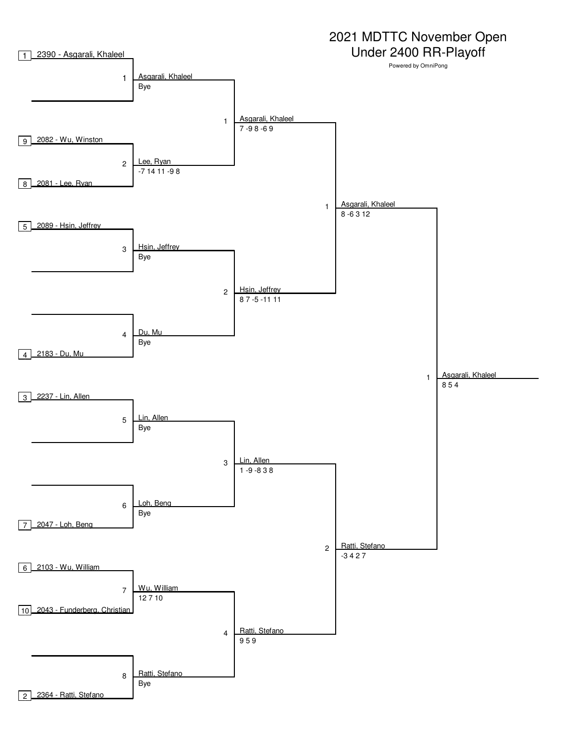# 2021 MDTTC November Open

## Under 2400 RR-Playoff

Powered by OmniPong

1 2390 - Asgarali, Khaleel

9 2082 - Wu, Winston

8 2081 - Lee, Ryan

5 2089 - Hsin, Jeffrey

4 2183 - Du, Mu

3 2237 - Lin, Allen

7 2047 - Loh, Beng

6 2103 - Wu, William

10 2043 - Funderberg, Christian

2 2364 - Ratti, Stefano

**Round 1**

1 Asgarali, Khaleel
Bye

2 Lee, Ryan
-7 14 11 -9 8

3 Hsin, Jeffrey
Bye

4 Du, Mu
Bye

5 Lin, Allen
Bye

6 Loh, Beng
Bye

7 Wu, William
12 7 10

8 Ratti, Stefano
Bye

**Quarterfinals**

1 Asgarali, Khaleel
7 -9 8 -6 9

2 Hsin, Jeffrey
8 7 -5 -11 11

3 Lin, Allen
1 -9 -8 3 8

4 Ratti, Stefano
9 5 9

**Semifinals**

1 Asgarali, Khaleel
8 -6 3 12

2 Ratti, Stefano
-3 4 2 7

**Final**

1 Asgarali, Khaleel
8 5 4